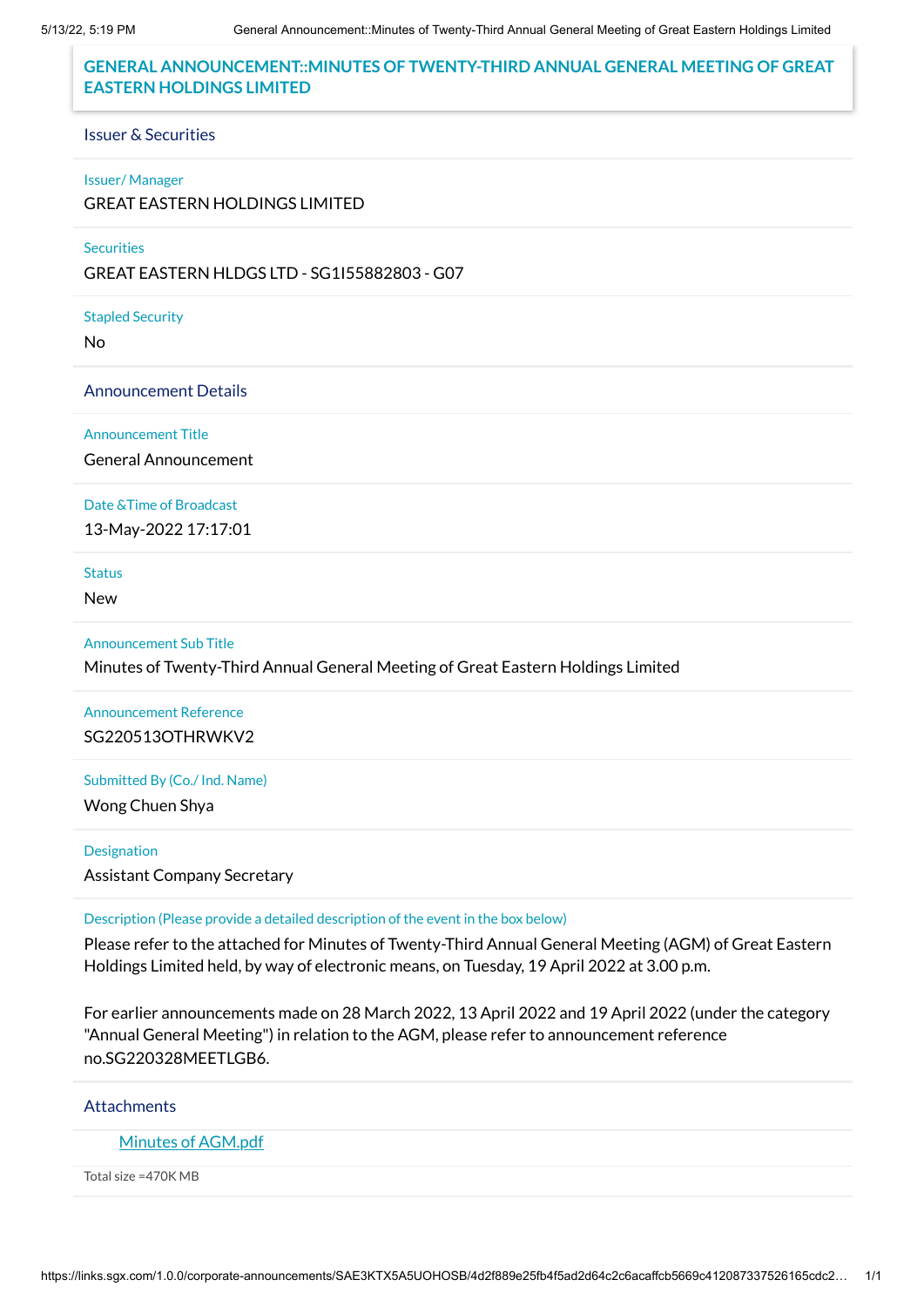# GENERAL ANNOUNCEMENT::MINUTES OF TWENTY-THIRD ANNUAL GENERAL MEETING OF GREAT EASTERN HOLDINGS LIMITED

## Issuer & Securities

**Issuer/ Manager**

GREAT EASTERN HOLDINGS LIMITED

**Securities**

GREAT EASTERN HLDGS LTD - SG1I55882803 - G07

**Stapled Security**

No

## Announcement Details

**Announcement Title**

General Announcement

**Date &Time of Broadcast**

13-May-2022 17:17:01

**Status**

New

**Announcement Sub Title**

Minutes of Twenty-Third Annual General Meeting of Great Eastern Holdings Limited

**Announcement Reference**

SG220513OTHRWKV2

**Submitted By (Co./ Ind. Name)**

Wong Chuen Shya

**Designation**

Assistant Company Secretary

**Description (Please provide a detailed description of the event in the box below)**

Please refer to the attached for Minutes of Twenty-Third Annual General Meeting (AGM) of Great Eastern Holdings Limited held, by way of electronic means, on Tuesday, 19 April 2022 at 3.00 p.m.

For earlier announcements made on 28 March 2022, 13 April 2022 and 19 April 2022 (under the category "Annual General Meeting") in relation to the AGM, please refer to announcement reference no.SG220328MEETLGB6.

## Attachments

Minutes of AGM.pdf

Total size =470K MB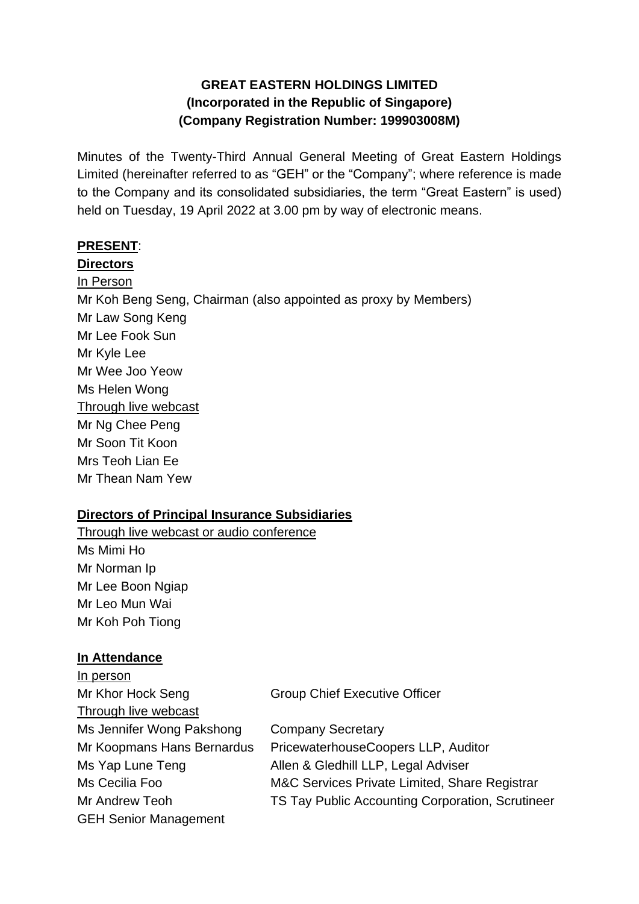**GREAT EASTERN HOLDINGS LIMITED**
**(Incorporated in the Republic of Singapore)**
**(Company Registration Number: 199903008M)**

Minutes of the Twenty-Third Annual General Meeting of Great Eastern Holdings Limited (hereinafter referred to as "GEH" or the "Company"; where reference is made to the Company and its consolidated subsidiaries, the term "Great Eastern" is used) held on Tuesday, 19 April 2022 at 3.00 pm by way of electronic means.

**PRESENT**:

**Directors**

In Person

Mr Koh Beng Seng, Chairman (also appointed as proxy by Members)
Mr Law Song Keng
Mr Lee Fook Sun
Mr Kyle Lee
Mr Wee Joo Yeow
Ms Helen Wong

Through live webcast

Mr Ng Chee Peng
Mr Soon Tit Koon
Mrs Teoh Lian Ee
Mr Thean Nam Yew

**Directors of Principal Insurance Subsidiaries**

Through live webcast or audio conference

Ms Mimi Ho
Mr Norman Ip
Mr Lee Boon Ngiap
Mr Leo Mun Wai
Mr Koh Poh Tiong

**In Attendance**

| | |
|---|---|
| In person | |
| Mr Khor Hock Seng | Group Chief Executive Officer |
| Through live webcast | |
| Ms Jennifer Wong Pakshong | Company Secretary |
| Mr Koopmans Hans Bernardus | PricewaterhouseCoopers LLP, Auditor |
| Ms Yap Lune Teng | Allen & Gledhill LLP, Legal Adviser |
| Ms Cecilia Foo | M&C Services Private Limited, Share Registrar |
| Mr Andrew Teoh | TS Tay Public Accounting Corporation, Scrutineer |
| GEH Senior Management | |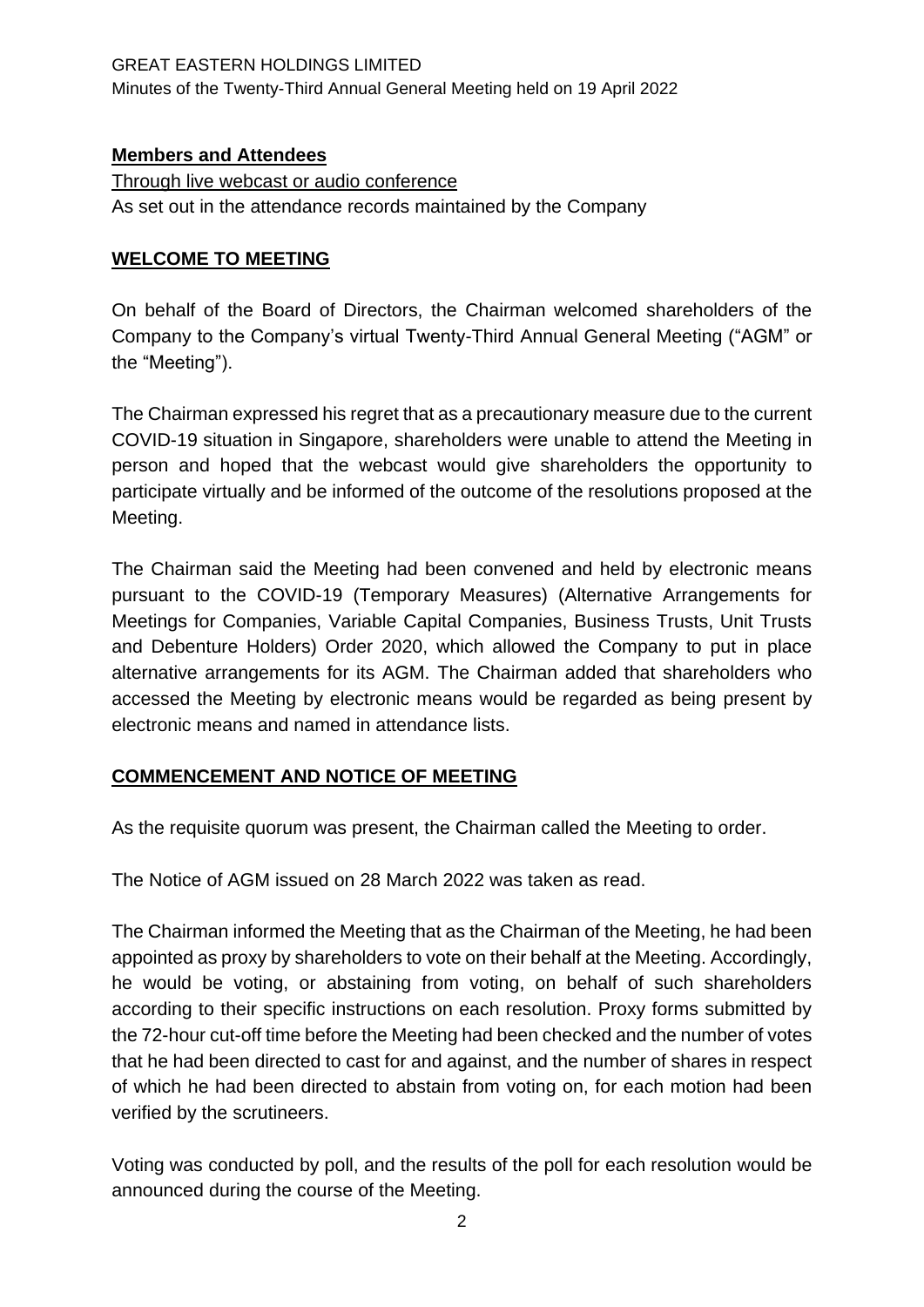## Members and Attendees

Through live webcast or audio conference

As set out in the attendance records maintained by the Company

## WELCOME TO MEETING

On behalf of the Board of Directors, the Chairman welcomed shareholders of the Company to the Company's virtual Twenty-Third Annual General Meeting ("AGM" or the "Meeting").

The Chairman expressed his regret that as a precautionary measure due to the current COVID-19 situation in Singapore, shareholders were unable to attend the Meeting in person and hoped that the webcast would give shareholders the opportunity to participate virtually and be informed of the outcome of the resolutions proposed at the Meeting.

The Chairman said the Meeting had been convened and held by electronic means pursuant to the COVID-19 (Temporary Measures) (Alternative Arrangements for Meetings for Companies, Variable Capital Companies, Business Trusts, Unit Trusts and Debenture Holders) Order 2020, which allowed the Company to put in place alternative arrangements for its AGM. The Chairman added that shareholders who accessed the Meeting by electronic means would be regarded as being present by electronic means and named in attendance lists.

## COMMENCEMENT AND NOTICE OF MEETING

As the requisite quorum was present, the Chairman called the Meeting to order.

The Notice of AGM issued on 28 March 2022 was taken as read.

The Chairman informed the Meeting that as the Chairman of the Meeting, he had been appointed as proxy by shareholders to vote on their behalf at the Meeting. Accordingly, he would be voting, or abstaining from voting, on behalf of such shareholders according to their specific instructions on each resolution. Proxy forms submitted by the 72-hour cut-off time before the Meeting had been checked and the number of votes that he had been directed to cast for and against, and the number of shares in respect of which he had been directed to abstain from voting on, for each motion had been verified by the scrutineers.

Voting was conducted by poll, and the results of the poll for each resolution would be announced during the course of the Meeting.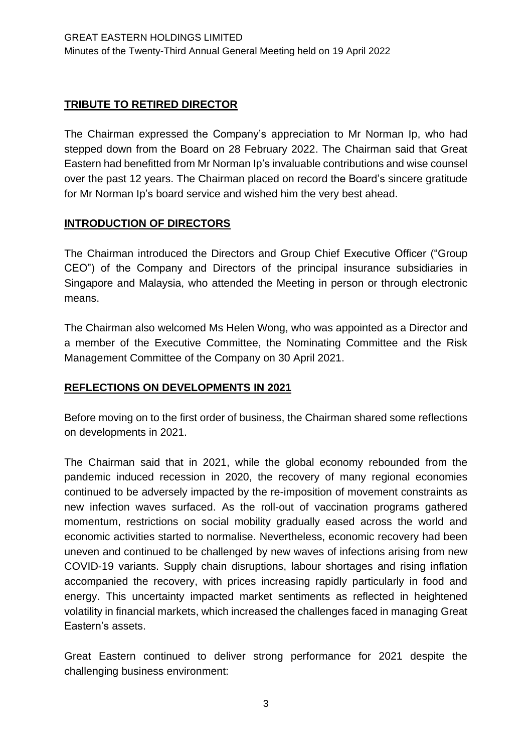## TRIBUTE TO RETIRED DIRECTOR

The Chairman expressed the Company's appreciation to Mr Norman Ip, who had stepped down from the Board on 28 February 2022. The Chairman said that Great Eastern had benefitted from Mr Norman Ip's invaluable contributions and wise counsel over the past 12 years. The Chairman placed on record the Board's sincere gratitude for Mr Norman Ip's board service and wished him the very best ahead.

## INTRODUCTION OF DIRECTORS

The Chairman introduced the Directors and Group Chief Executive Officer ("Group CEO") of the Company and Directors of the principal insurance subsidiaries in Singapore and Malaysia, who attended the Meeting in person or through electronic means.

The Chairman also welcomed Ms Helen Wong, who was appointed as a Director and a member of the Executive Committee, the Nominating Committee and the Risk Management Committee of the Company on 30 April 2021.

## REFLECTIONS ON DEVELOPMENTS IN 2021

Before moving on to the first order of business, the Chairman shared some reflections on developments in 2021.

The Chairman said that in 2021, while the global economy rebounded from the pandemic induced recession in 2020, the recovery of many regional economies continued to be adversely impacted by the re-imposition of movement constraints as new infection waves surfaced. As the roll-out of vaccination programs gathered momentum, restrictions on social mobility gradually eased across the world and economic activities started to normalise. Nevertheless, economic recovery had been uneven and continued to be challenged by new waves of infections arising from new COVID-19 variants. Supply chain disruptions, labour shortages and rising inflation accompanied the recovery, with prices increasing rapidly particularly in food and energy. This uncertainty impacted market sentiments as reflected in heightened volatility in financial markets, which increased the challenges faced in managing Great Eastern's assets.

Great Eastern continued to deliver strong performance for 2021 despite the challenging business environment: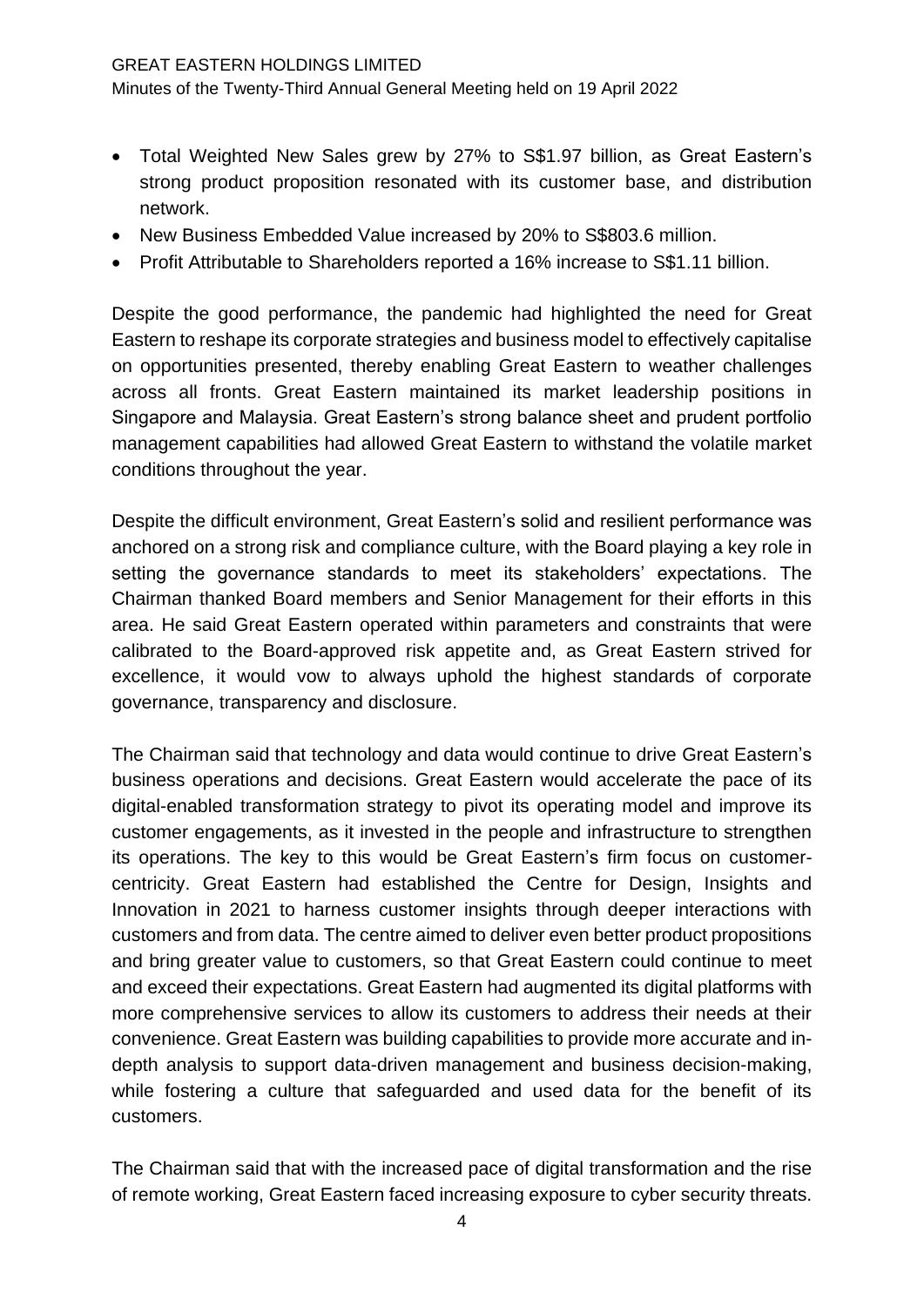- Total Weighted New Sales grew by 27% to S$1.97 billion, as Great Eastern's strong product proposition resonated with its customer base, and distribution network.
- New Business Embedded Value increased by 20% to S$803.6 million.
- Profit Attributable to Shareholders reported a 16% increase to S$1.11 billion.

Despite the good performance, the pandemic had highlighted the need for Great Eastern to reshape its corporate strategies and business model to effectively capitalise on opportunities presented, thereby enabling Great Eastern to weather challenges across all fronts. Great Eastern maintained its market leadership positions in Singapore and Malaysia. Great Eastern's strong balance sheet and prudent portfolio management capabilities had allowed Great Eastern to withstand the volatile market conditions throughout the year.

Despite the difficult environment, Great Eastern's solid and resilient performance was anchored on a strong risk and compliance culture, with the Board playing a key role in setting the governance standards to meet its stakeholders' expectations. The Chairman thanked Board members and Senior Management for their efforts in this area. He said Great Eastern operated within parameters and constraints that were calibrated to the Board-approved risk appetite and, as Great Eastern strived for excellence, it would vow to always uphold the highest standards of corporate governance, transparency and disclosure.

The Chairman said that technology and data would continue to drive Great Eastern's business operations and decisions. Great Eastern would accelerate the pace of its digital-enabled transformation strategy to pivot its operating model and improve its customer engagements, as it invested in the people and infrastructure to strengthen its operations. The key to this would be Great Eastern's firm focus on customer-centricity. Great Eastern had established the Centre for Design, Insights and Innovation in 2021 to harness customer insights through deeper interactions with customers and from data. The centre aimed to deliver even better product propositions and bring greater value to customers, so that Great Eastern could continue to meet and exceed their expectations. Great Eastern had augmented its digital platforms with more comprehensive services to allow its customers to address their needs at their convenience. Great Eastern was building capabilities to provide more accurate and in-depth analysis to support data-driven management and business decision-making, while fostering a culture that safeguarded and used data for the benefit of its customers.

The Chairman said that with the increased pace of digital transformation and the rise of remote working, Great Eastern faced increasing exposure to cyber security threats.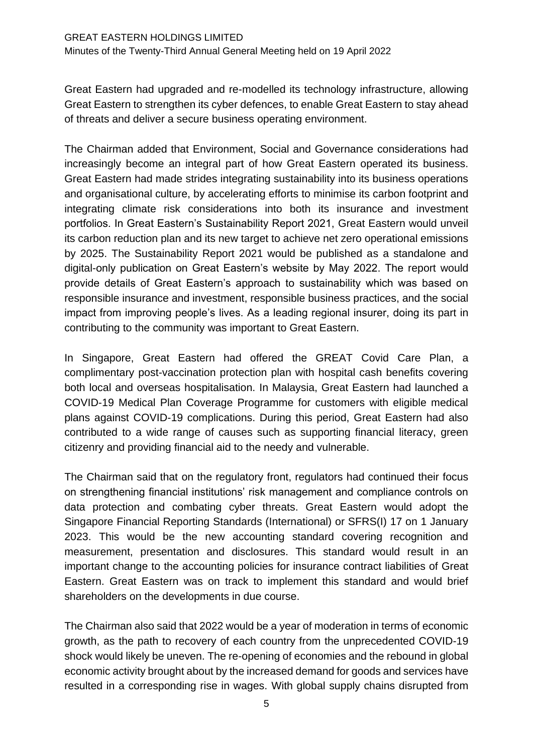Great Eastern had upgraded and re-modelled its technology infrastructure, allowing Great Eastern to strengthen its cyber defences, to enable Great Eastern to stay ahead of threats and deliver a secure business operating environment.

The Chairman added that Environment, Social and Governance considerations had increasingly become an integral part of how Great Eastern operated its business. Great Eastern had made strides integrating sustainability into its business operations and organisational culture, by accelerating efforts to minimise its carbon footprint and integrating climate risk considerations into both its insurance and investment portfolios. In Great Eastern's Sustainability Report 2021, Great Eastern would unveil its carbon reduction plan and its new target to achieve net zero operational emissions by 2025. The Sustainability Report 2021 would be published as a standalone and digital-only publication on Great Eastern's website by May 2022. The report would provide details of Great Eastern's approach to sustainability which was based on responsible insurance and investment, responsible business practices, and the social impact from improving people's lives. As a leading regional insurer, doing its part in contributing to the community was important to Great Eastern.

In Singapore, Great Eastern had offered the GREAT Covid Care Plan, a complimentary post-vaccination protection plan with hospital cash benefits covering both local and overseas hospitalisation. In Malaysia, Great Eastern had launched a COVID-19 Medical Plan Coverage Programme for customers with eligible medical plans against COVID-19 complications. During this period, Great Eastern had also contributed to a wide range of causes such as supporting financial literacy, green citizenry and providing financial aid to the needy and vulnerable.

The Chairman said that on the regulatory front, regulators had continued their focus on strengthening financial institutions' risk management and compliance controls on data protection and combating cyber threats. Great Eastern would adopt the Singapore Financial Reporting Standards (International) or SFRS(I) 17 on 1 January 2023. This would be the new accounting standard covering recognition and measurement, presentation and disclosures. This standard would result in an important change to the accounting policies for insurance contract liabilities of Great Eastern. Great Eastern was on track to implement this standard and would brief shareholders on the developments in due course.

The Chairman also said that 2022 would be a year of moderation in terms of economic growth, as the path to recovery of each country from the unprecedented COVID-19 shock would likely be uneven. The re-opening of economies and the rebound in global economic activity brought about by the increased demand for goods and services have resulted in a corresponding rise in wages. With global supply chains disrupted from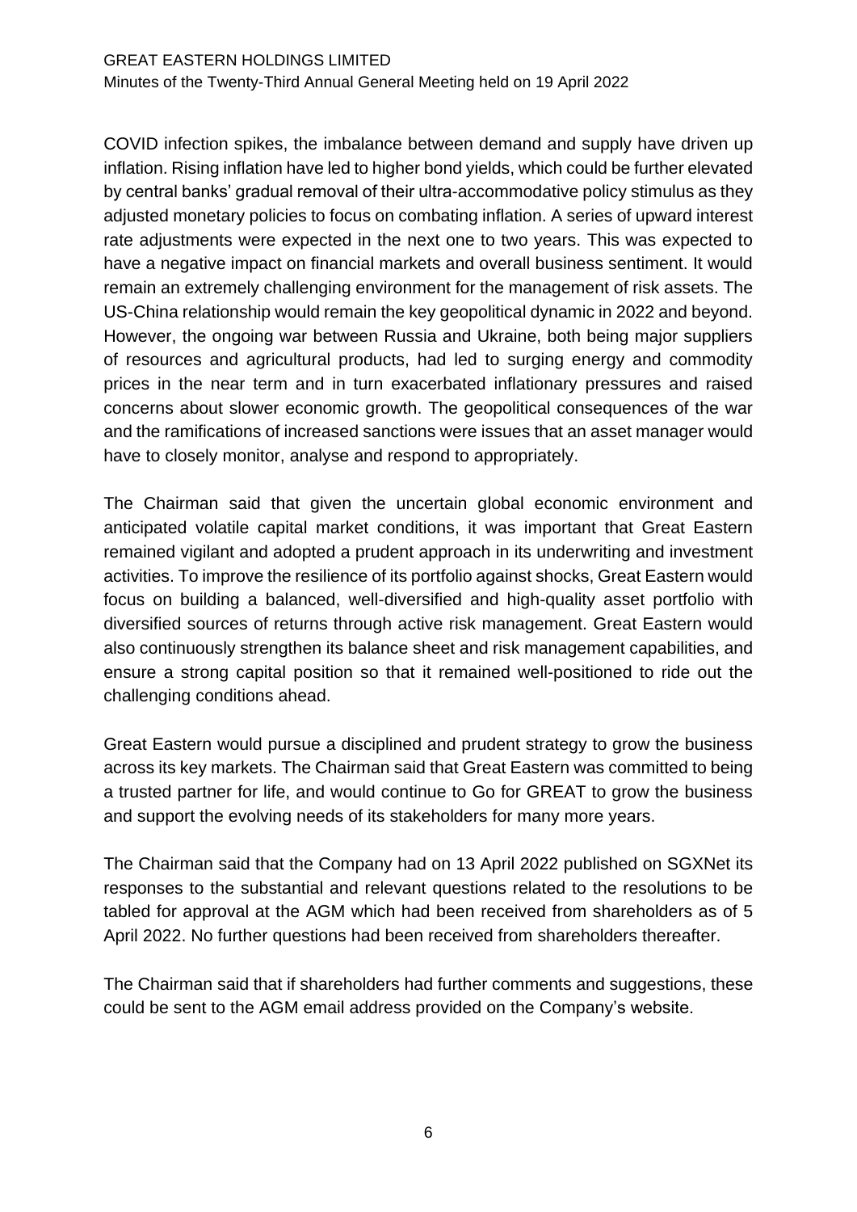COVID infection spikes, the imbalance between demand and supply have driven up inflation. Rising inflation have led to higher bond yields, which could be further elevated by central banks' gradual removal of their ultra-accommodative policy stimulus as they adjusted monetary policies to focus on combating inflation. A series of upward interest rate adjustments were expected in the next one to two years. This was expected to have a negative impact on financial markets and overall business sentiment. It would remain an extremely challenging environment for the management of risk assets. The US-China relationship would remain the key geopolitical dynamic in 2022 and beyond. However, the ongoing war between Russia and Ukraine, both being major suppliers of resources and agricultural products, had led to surging energy and commodity prices in the near term and in turn exacerbated inflationary pressures and raised concerns about slower economic growth. The geopolitical consequences of the war and the ramifications of increased sanctions were issues that an asset manager would have to closely monitor, analyse and respond to appropriately.

The Chairman said that given the uncertain global economic environment and anticipated volatile capital market conditions, it was important that Great Eastern remained vigilant and adopted a prudent approach in its underwriting and investment activities. To improve the resilience of its portfolio against shocks, Great Eastern would focus on building a balanced, well-diversified and high-quality asset portfolio with diversified sources of returns through active risk management. Great Eastern would also continuously strengthen its balance sheet and risk management capabilities, and ensure a strong capital position so that it remained well-positioned to ride out the challenging conditions ahead.

Great Eastern would pursue a disciplined and prudent strategy to grow the business across its key markets. The Chairman said that Great Eastern was committed to being a trusted partner for life, and would continue to Go for GREAT to grow the business and support the evolving needs of its stakeholders for many more years.

The Chairman said that the Company had on 13 April 2022 published on SGXNet its responses to the substantial and relevant questions related to the resolutions to be tabled for approval at the AGM which had been received from shareholders as of 5 April 2022. No further questions had been received from shareholders thereafter.

The Chairman said that if shareholders had further comments and suggestions, these could be sent to the AGM email address provided on the Company's website.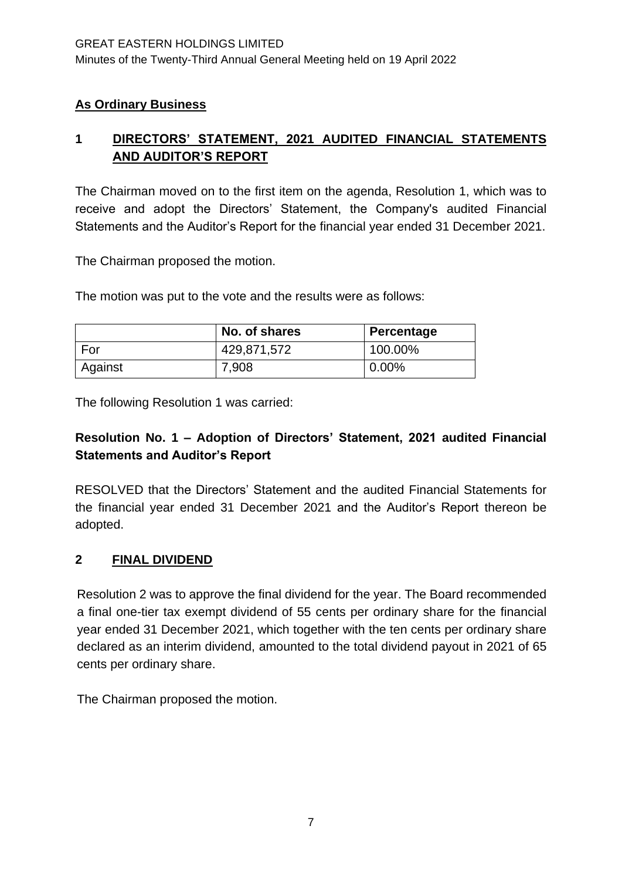**As Ordinary Business**

## 1 DIRECTORS' STATEMENT, 2021 AUDITED FINANCIAL STATEMENTS AND AUDITOR'S REPORT

The Chairman moved on to the first item on the agenda, Resolution 1, which was to receive and adopt the Directors' Statement, the Company's audited Financial Statements and the Auditor's Report for the financial year ended 31 December 2021.

The Chairman proposed the motion.

The motion was put to the vote and the results were as follows:

| | No. of shares | Percentage |
|---|---|---|
| For | 429,871,572 | 100.00% |
| Against | 7,908 | 0.00% |

The following Resolution 1 was carried:

**Resolution No. 1 – Adoption of Directors' Statement, 2021 audited Financial Statements and Auditor's Report**

RESOLVED that the Directors' Statement and the audited Financial Statements for the financial year ended 31 December 2021 and the Auditor's Report thereon be adopted.

## 2 FINAL DIVIDEND

Resolution 2 was to approve the final dividend for the year. The Board recommended a final one-tier tax exempt dividend of 55 cents per ordinary share for the financial year ended 31 December 2021, which together with the ten cents per ordinary share declared as an interim dividend, amounted to the total dividend payout in 2021 of 65 cents per ordinary share.

The Chairman proposed the motion.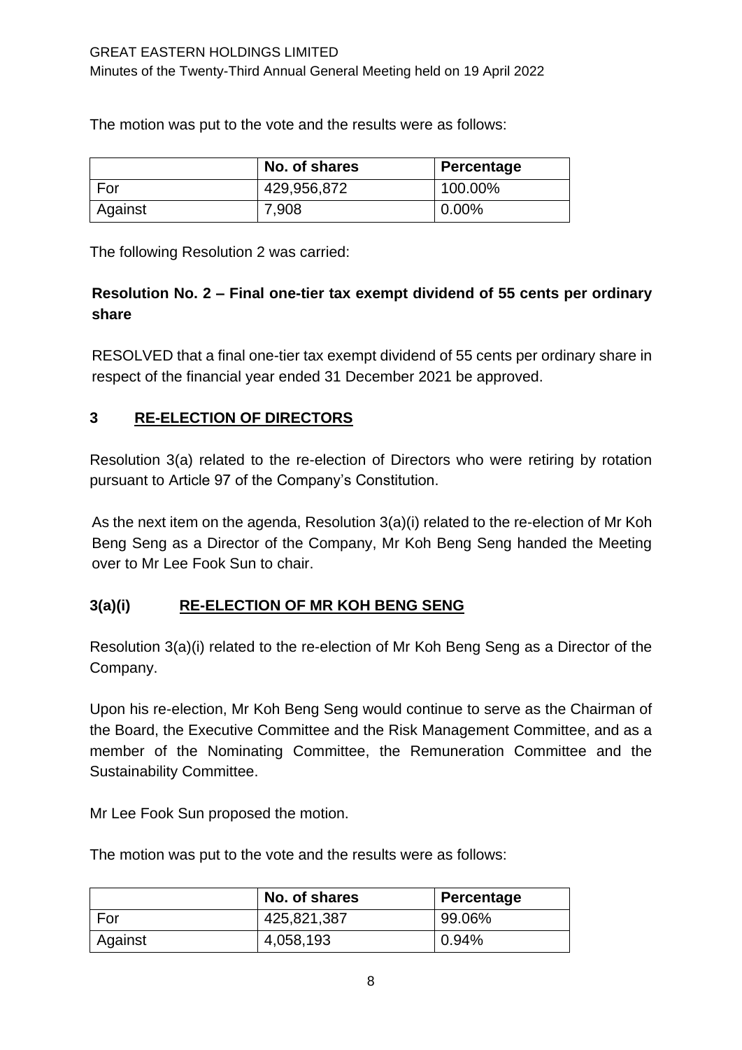The motion was put to the vote and the results were as follows:

| | No. of shares | Percentage |
|---|---|---|
| For | 429,956,872 | 100.00% |
| Against | 7,908 | 0.00% |

The following Resolution 2 was carried:

**Resolution No. 2 – Final one-tier tax exempt dividend of 55 cents per ordinary share**

RESOLVED that a final one-tier tax exempt dividend of 55 cents per ordinary share in respect of the financial year ended 31 December 2021 be approved.

## 3 RE-ELECTION OF DIRECTORS

Resolution 3(a) related to the re-election of Directors who were retiring by rotation pursuant to Article 97 of the Company's Constitution.

As the next item on the agenda, Resolution 3(a)(i) related to the re-election of Mr Koh Beng Seng as a Director of the Company, Mr Koh Beng Seng handed the Meeting over to Mr Lee Fook Sun to chair.

## 3(a)(i) RE-ELECTION OF MR KOH BENG SENG

Resolution 3(a)(i) related to the re-election of Mr Koh Beng Seng as a Director of the Company.

Upon his re-election, Mr Koh Beng Seng would continue to serve as the Chairman of the Board, the Executive Committee and the Risk Management Committee, and as a member of the Nominating Committee, the Remuneration Committee and the Sustainability Committee.

Mr Lee Fook Sun proposed the motion.

The motion was put to the vote and the results were as follows:

| | No. of shares | Percentage |
|---|---|---|
| For | 425,821,387 | 99.06% |
| Against | 4,058,193 | 0.94% |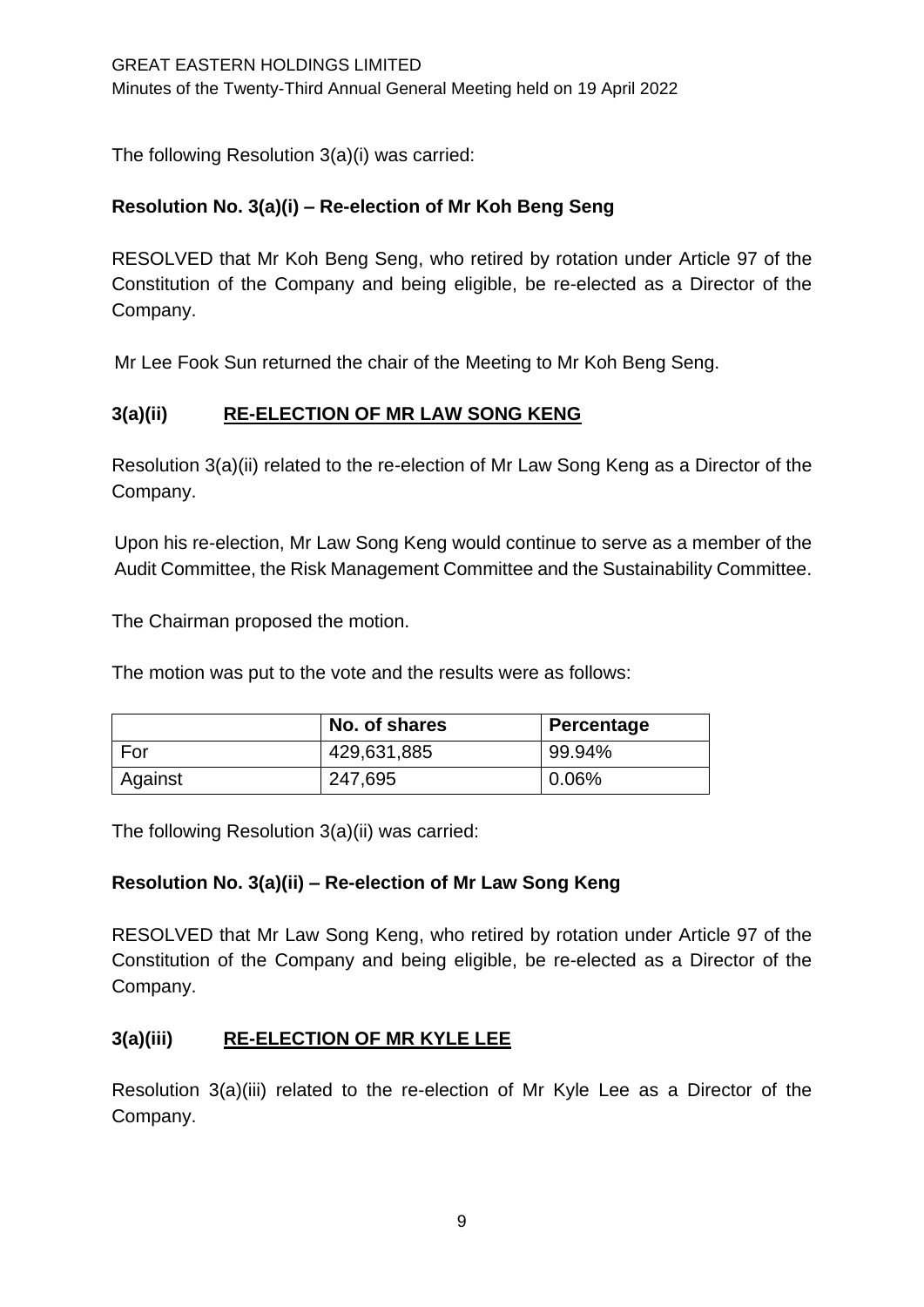The following Resolution 3(a)(i) was carried:

**Resolution No. 3(a)(i) – Re-election of Mr Koh Beng Seng**

RESOLVED that Mr Koh Beng Seng, who retired by rotation under Article 97 of the Constitution of the Company and being eligible, be re-elected as a Director of the Company.

Mr Lee Fook Sun returned the chair of the Meeting to Mr Koh Beng Seng.

## 3(a)(ii) RE-ELECTION OF MR LAW SONG KENG

Resolution 3(a)(ii) related to the re-election of Mr Law Song Keng as a Director of the Company.

Upon his re-election, Mr Law Song Keng would continue to serve as a member of the Audit Committee, the Risk Management Committee and the Sustainability Committee.

The Chairman proposed the motion.

The motion was put to the vote and the results were as follows:

| | No. of shares | Percentage |
|---|---|---|
| For | 429,631,885 | 99.94% |
| Against | 247,695 | 0.06% |

The following Resolution 3(a)(ii) was carried:

**Resolution No. 3(a)(ii) – Re-election of Mr Law Song Keng**

RESOLVED that Mr Law Song Keng, who retired by rotation under Article 97 of the Constitution of the Company and being eligible, be re-elected as a Director of the Company.

## 3(a)(iii) RE-ELECTION OF MR KYLE LEE

Resolution 3(a)(iii) related to the re-election of Mr Kyle Lee as a Director of the Company.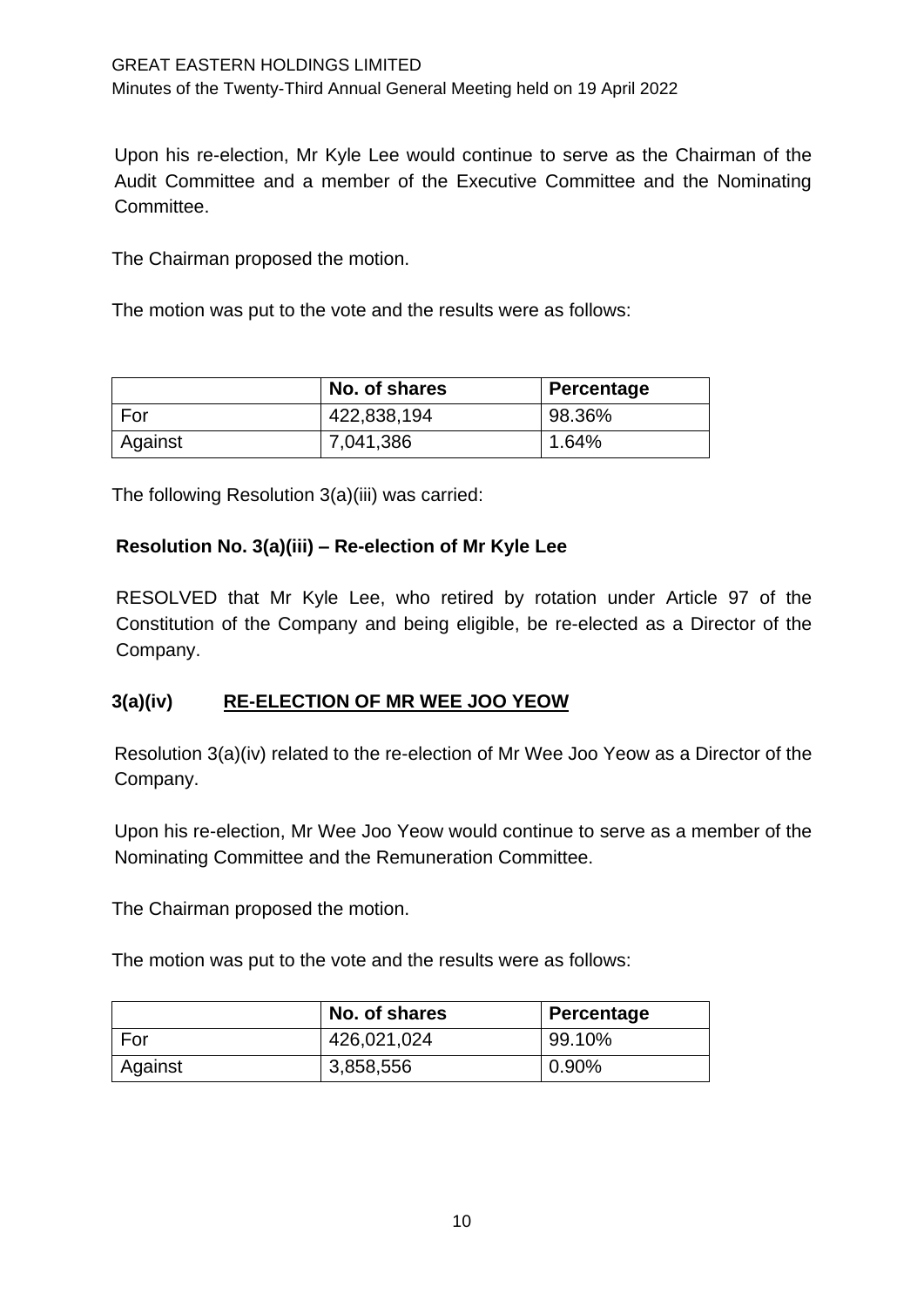Upon his re-election, Mr Kyle Lee would continue to serve as the Chairman of the Audit Committee and a member of the Executive Committee and the Nominating Committee.

The Chairman proposed the motion.

The motion was put to the vote and the results were as follows:

| | No. of shares | Percentage |
|---|---|---|
| For | 422,838,194 | 98.36% |
| Against | 7,041,386 | 1.64% |

The following Resolution 3(a)(iii) was carried:

**Resolution No. 3(a)(iii) – Re-election of Mr Kyle Lee**

RESOLVED that Mr Kyle Lee, who retired by rotation under Article 97 of the Constitution of the Company and being eligible, be re-elected as a Director of the Company.

### 3(a)(iv) RE-ELECTION OF MR WEE JOO YEOW

Resolution 3(a)(iv) related to the re-election of Mr Wee Joo Yeow as a Director of the Company.

Upon his re-election, Mr Wee Joo Yeow would continue to serve as a member of the Nominating Committee and the Remuneration Committee.

The Chairman proposed the motion.

The motion was put to the vote and the results were as follows:

| | No. of shares | Percentage |
|---|---|---|
| For | 426,021,024 | 99.10% |
| Against | 3,858,556 | 0.90% |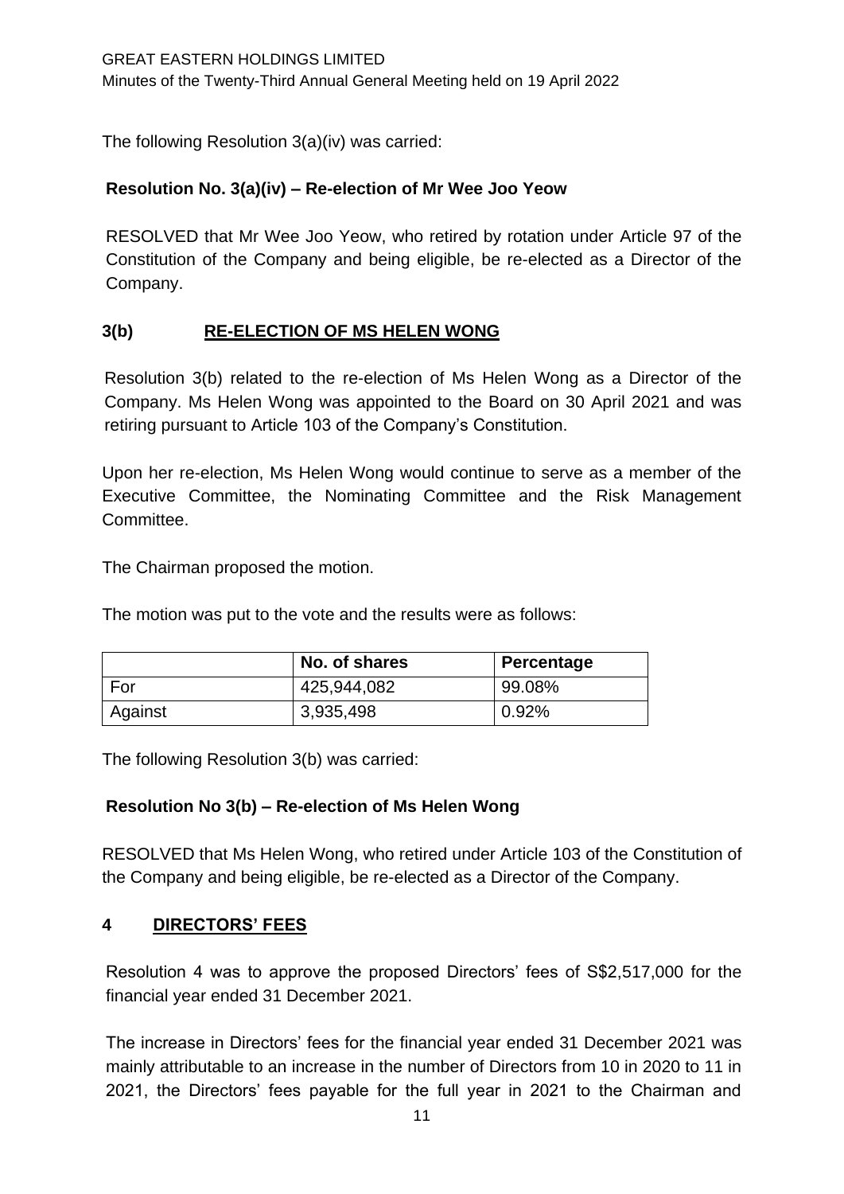The following Resolution 3(a)(iv) was carried:

**Resolution No. 3(a)(iv) – Re-election of Mr Wee Joo Yeow**

RESOLVED that Mr Wee Joo Yeow, who retired by rotation under Article 97 of the Constitution of the Company and being eligible, be re-elected as a Director of the Company.

## 3(b) RE-ELECTION OF MS HELEN WONG

Resolution 3(b) related to the re-election of Ms Helen Wong as a Director of the Company. Ms Helen Wong was appointed to the Board on 30 April 2021 and was retiring pursuant to Article 103 of the Company's Constitution.

Upon her re-election, Ms Helen Wong would continue to serve as a member of the Executive Committee, the Nominating Committee and the Risk Management Committee.

The Chairman proposed the motion.

The motion was put to the vote and the results were as follows:

| | No. of shares | Percentage |
|---|---|---|
| For | 425,944,082 | 99.08% |
| Against | 3,935,498 | 0.92% |

The following Resolution 3(b) was carried:

**Resolution No 3(b) – Re-election of Ms Helen Wong**

RESOLVED that Ms Helen Wong, who retired under Article 103 of the Constitution of the Company and being eligible, be re-elected as a Director of the Company.

## 4 DIRECTORS' FEES

Resolution 4 was to approve the proposed Directors' fees of S$2,517,000 for the financial year ended 31 December 2021.

The increase in Directors' fees for the financial year ended 31 December 2021 was mainly attributable to an increase in the number of Directors from 10 in 2020 to 11 in 2021, the Directors' fees payable for the full year in 2021 to the Chairman and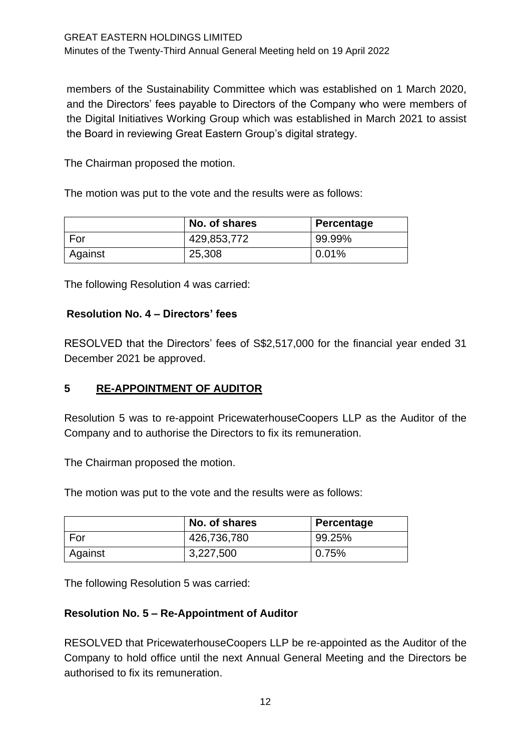members of the Sustainability Committee which was established on 1 March 2020, and the Directors' fees payable to Directors of the Company who were members of the Digital Initiatives Working Group which was established in March 2021 to assist the Board in reviewing Great Eastern Group's digital strategy.

The Chairman proposed the motion.

The motion was put to the vote and the results were as follows:

| | No. of shares | Percentage |
|---|---|---|
| For | 429,853,772 | 99.99% |
| Against | 25,308 | 0.01% |

The following Resolution 4 was carried:

**Resolution No. 4 – Directors' fees**

RESOLVED that the Directors' fees of S$2,517,000 for the financial year ended 31 December 2021 be approved.

## 5 RE-APPOINTMENT OF AUDITOR

Resolution 5 was to re-appoint PricewaterhouseCoopers LLP as the Auditor of the Company and to authorise the Directors to fix its remuneration.

The Chairman proposed the motion.

The motion was put to the vote and the results were as follows:

| | No. of shares | Percentage |
|---|---|---|
| For | 426,736,780 | 99.25% |
| Against | 3,227,500 | 0.75% |

The following Resolution 5 was carried:

**Resolution No. 5 – Re-Appointment of Auditor**

RESOLVED that PricewaterhouseCoopers LLP be re-appointed as the Auditor of the Company to hold office until the next Annual General Meeting and the Directors be authorised to fix its remuneration.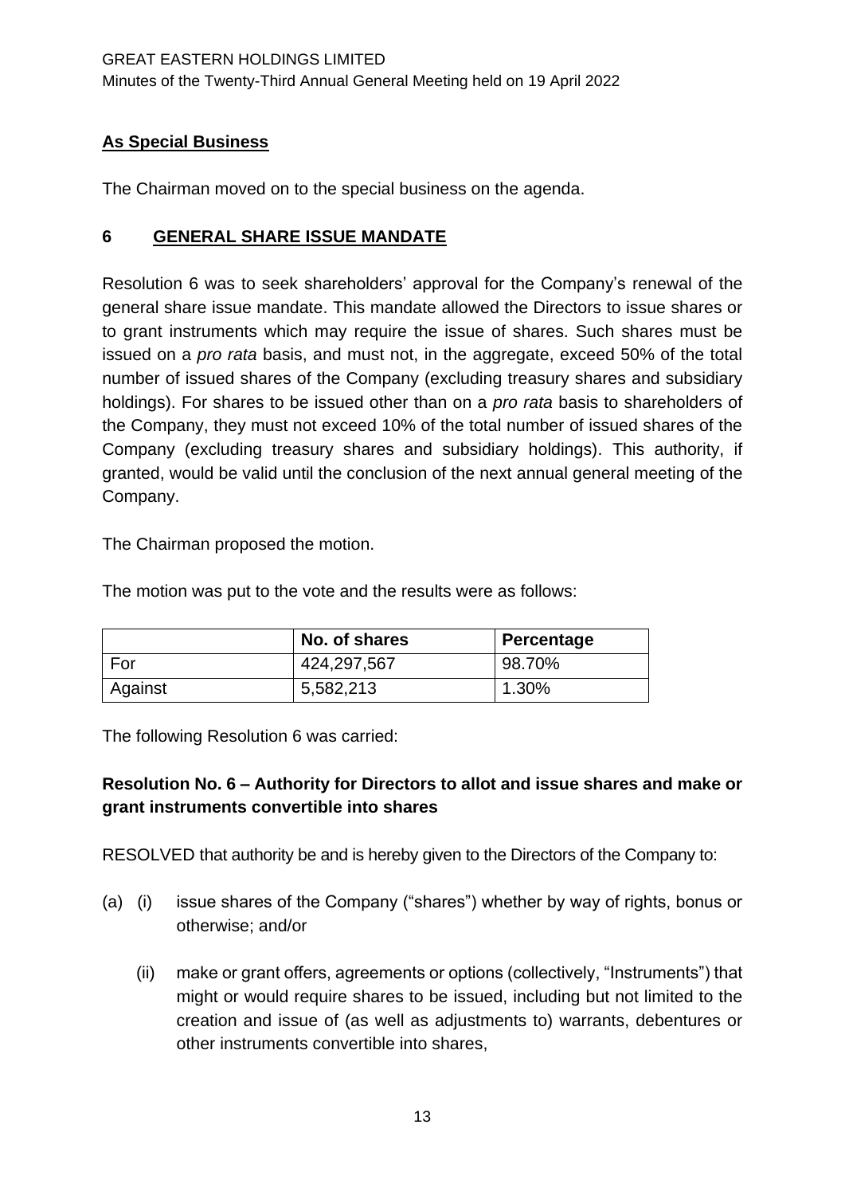## As Special Business

The Chairman moved on to the special business on the agenda.

## 6 GENERAL SHARE ISSUE MANDATE

Resolution 6 was to seek shareholders' approval for the Company's renewal of the general share issue mandate. This mandate allowed the Directors to issue shares or to grant instruments which may require the issue of shares. Such shares must be issued on a *pro rata* basis, and must not, in the aggregate, exceed 50% of the total number of issued shares of the Company (excluding treasury shares and subsidiary holdings). For shares to be issued other than on a *pro rata* basis to shareholders of the Company, they must not exceed 10% of the total number of issued shares of the Company (excluding treasury shares and subsidiary holdings). This authority, if granted, would be valid until the conclusion of the next annual general meeting of the Company.

The Chairman proposed the motion.

The motion was put to the vote and the results were as follows:

| | No. of shares | Percentage |
|---|---|---|
| For | 424,297,567 | 98.70% |
| Against | 5,582,213 | 1.30% |

The following Resolution 6 was carried:

**Resolution No. 6 – Authority for Directors to allot and issue shares and make or grant instruments convertible into shares**

RESOLVED that authority be and is hereby given to the Directors of the Company to:

(a) (i) issue shares of the Company ("shares") whether by way of rights, bonus or otherwise; and/or

(ii) make or grant offers, agreements or options (collectively, "Instruments") that might or would require shares to be issued, including but not limited to the creation and issue of (as well as adjustments to) warrants, debentures or other instruments convertible into shares,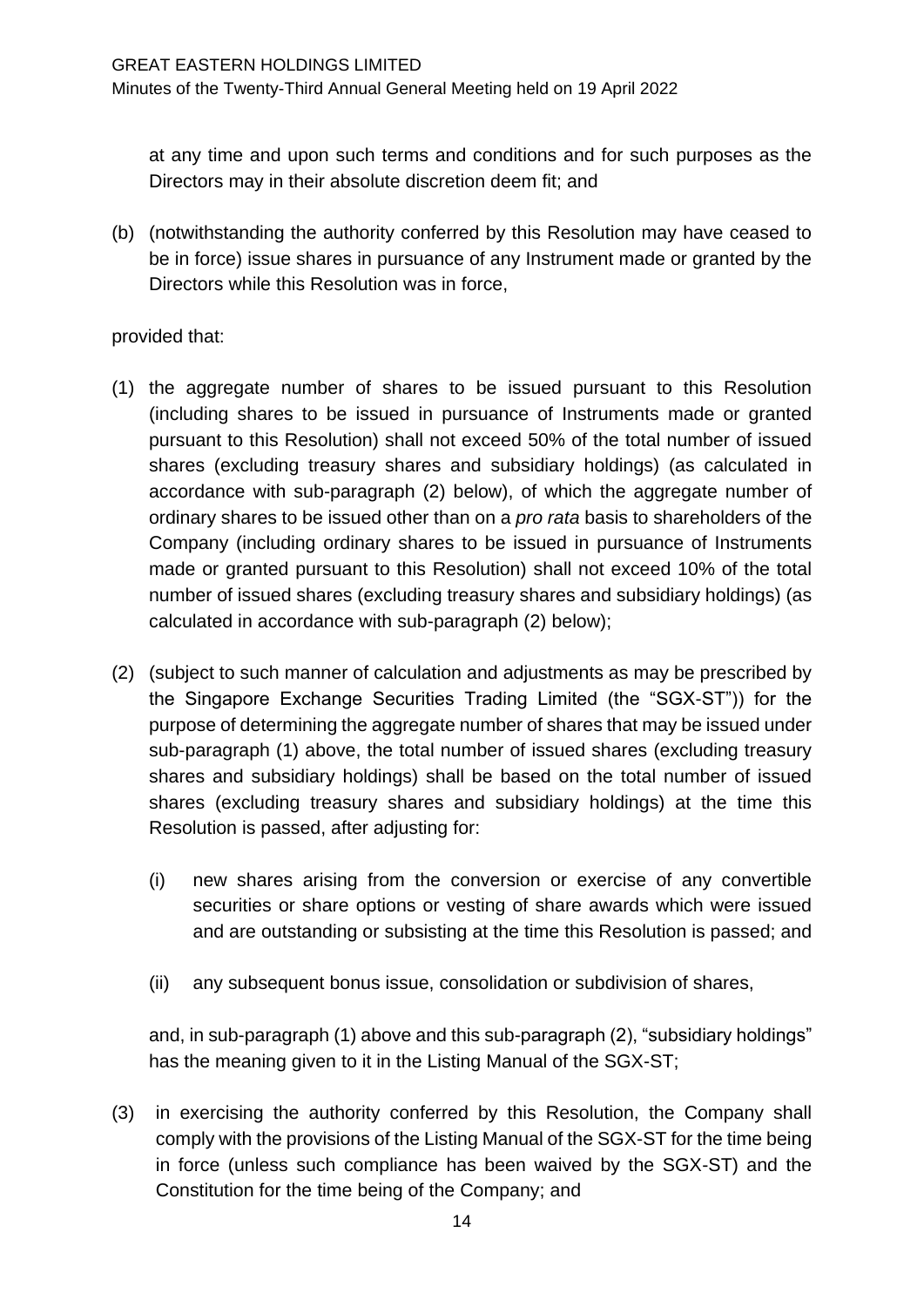at any time and upon such terms and conditions and for such purposes as the Directors may in their absolute discretion deem fit; and

(b) (notwithstanding the authority conferred by this Resolution may have ceased to be in force) issue shares in pursuance of any Instrument made or granted by the Directors while this Resolution was in force,

provided that:

(1) the aggregate number of shares to be issued pursuant to this Resolution (including shares to be issued in pursuance of Instruments made or granted pursuant to this Resolution) shall not exceed 50% of the total number of issued shares (excluding treasury shares and subsidiary holdings) (as calculated in accordance with sub-paragraph (2) below), of which the aggregate number of ordinary shares to be issued other than on a *pro rata* basis to shareholders of the Company (including ordinary shares to be issued in pursuance of Instruments made or granted pursuant to this Resolution) shall not exceed 10% of the total number of issued shares (excluding treasury shares and subsidiary holdings) (as calculated in accordance with sub-paragraph (2) below);

(2) (subject to such manner of calculation and adjustments as may be prescribed by the Singapore Exchange Securities Trading Limited (the "SGX-ST")) for the purpose of determining the aggregate number of shares that may be issued under sub-paragraph (1) above, the total number of issued shares (excluding treasury shares and subsidiary holdings) shall be based on the total number of issued shares (excluding treasury shares and subsidiary holdings) at the time this Resolution is passed, after adjusting for:

    (i) new shares arising from the conversion or exercise of any convertible securities or share options or vesting of share awards which were issued and are outstanding or subsisting at the time this Resolution is passed; and

    (ii) any subsequent bonus issue, consolidation or subdivision of shares,

    and, in sub-paragraph (1) above and this sub-paragraph (2), "subsidiary holdings" has the meaning given to it in the Listing Manual of the SGX-ST;

(3) in exercising the authority conferred by this Resolution, the Company shall comply with the provisions of the Listing Manual of the SGX-ST for the time being in force (unless such compliance has been waived by the SGX-ST) and the Constitution for the time being of the Company; and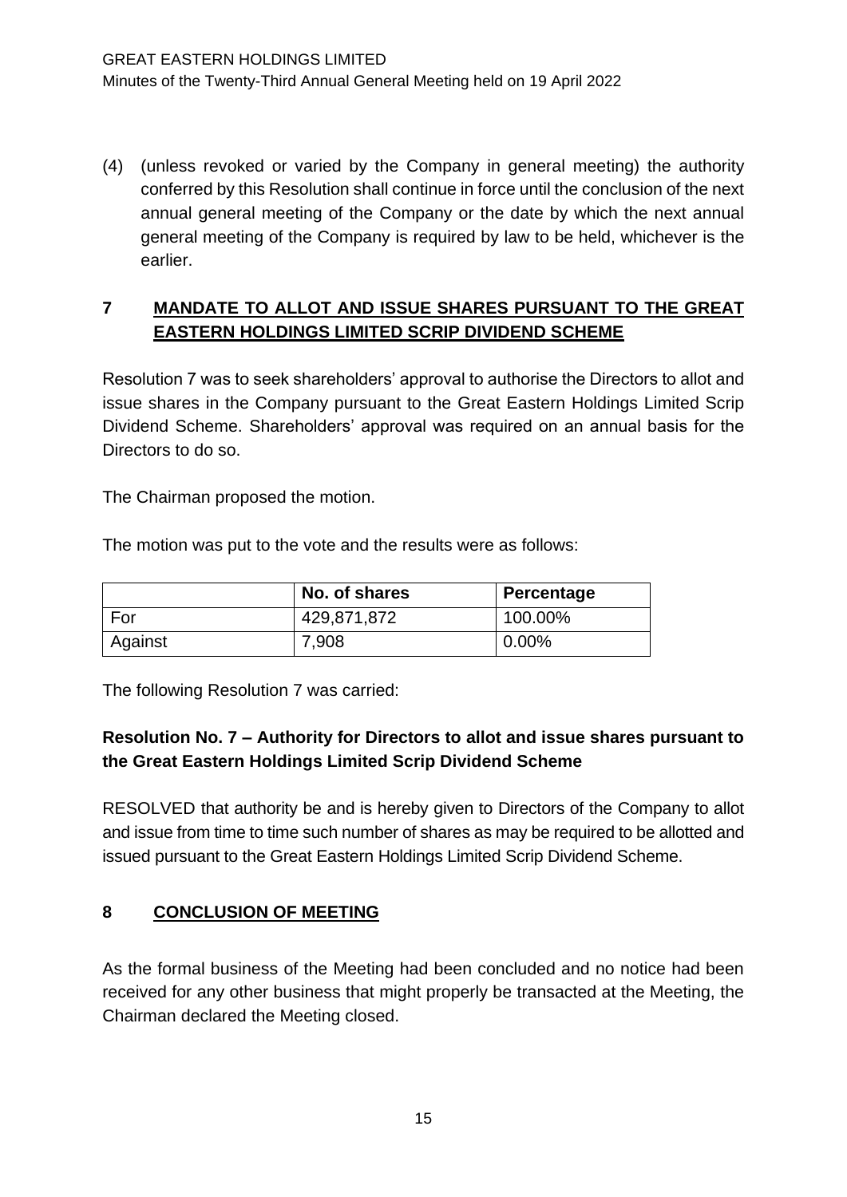(4) (unless revoked or varied by the Company in general meeting) the authority conferred by this Resolution shall continue in force until the conclusion of the next annual general meeting of the Company or the date by which the next annual general meeting of the Company is required by law to be held, whichever is the earlier.

## 7 MANDATE TO ALLOT AND ISSUE SHARES PURSUANT TO THE GREAT EASTERN HOLDINGS LIMITED SCRIP DIVIDEND SCHEME

Resolution 7 was to seek shareholders' approval to authorise the Directors to allot and issue shares in the Company pursuant to the Great Eastern Holdings Limited Scrip Dividend Scheme. Shareholders' approval was required on an annual basis for the Directors to do so.

The Chairman proposed the motion.

The motion was put to the vote and the results were as follows:

| | No. of shares | Percentage |
|---|---|---|
| For | 429,871,872 | 100.00% |
| Against | 7,908 | 0.00% |

The following Resolution 7 was carried:

**Resolution No. 7 – Authority for Directors to allot and issue shares pursuant to the Great Eastern Holdings Limited Scrip Dividend Scheme**

RESOLVED that authority be and is hereby given to Directors of the Company to allot and issue from time to time such number of shares as may be required to be allotted and issued pursuant to the Great Eastern Holdings Limited Scrip Dividend Scheme.

## 8 CONCLUSION OF MEETING

As the formal business of the Meeting had been concluded and no notice had been received for any other business that might properly be transacted at the Meeting, the Chairman declared the Meeting closed.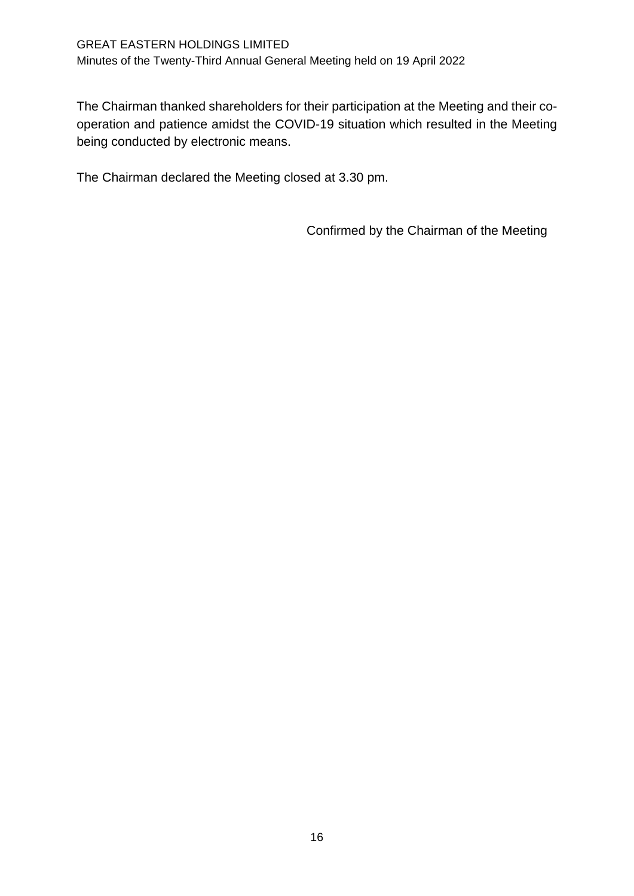The Chairman thanked shareholders for their participation at the Meeting and their co-operation and patience amidst the COVID-19 situation which resulted in the Meeting being conducted by electronic means.

The Chairman declared the Meeting closed at 3.30 pm.

Confirmed by the Chairman of the Meeting